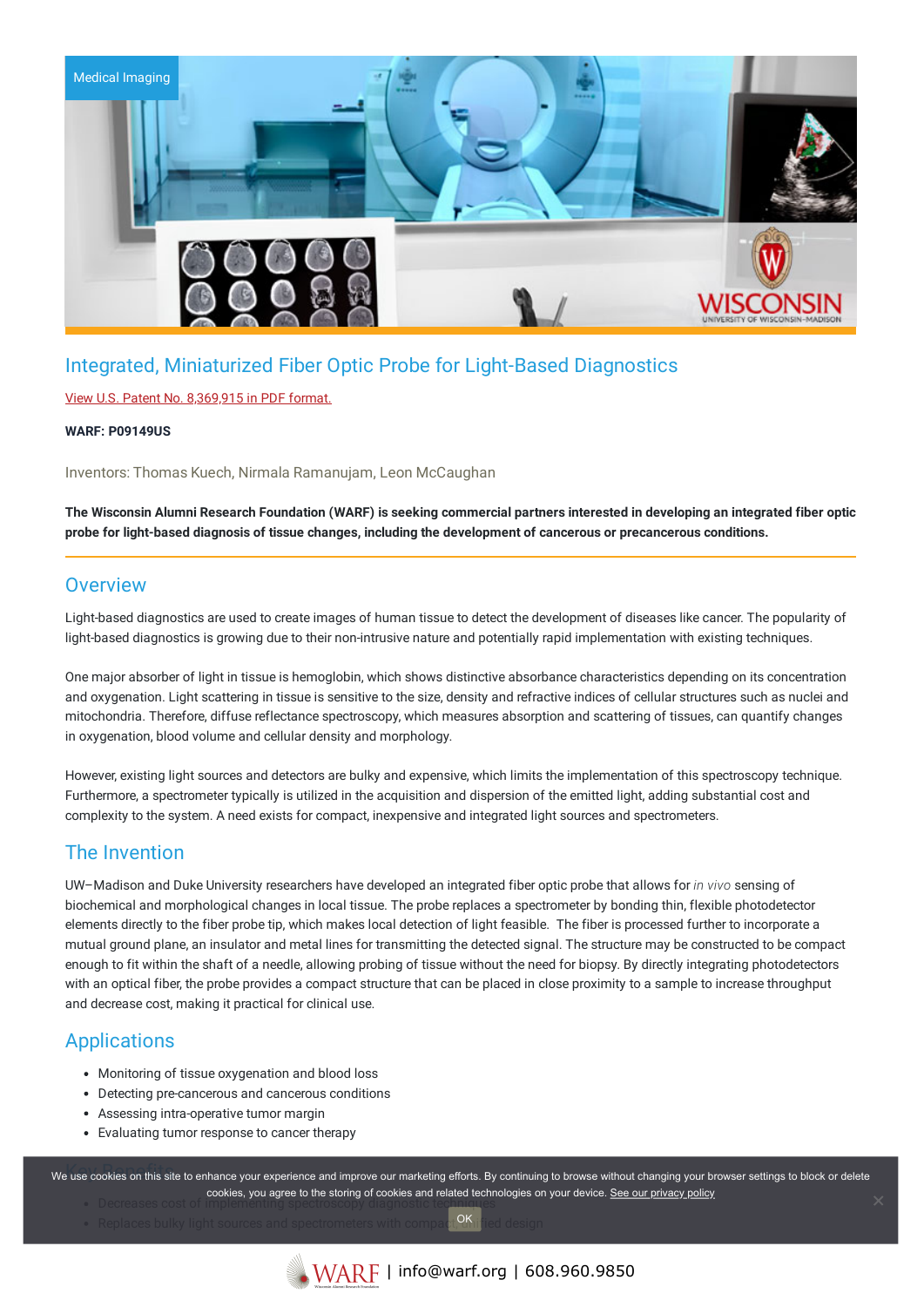Medical Imaging

# Integrated, Miniaturized Fiber Optic Probe for Light-Based Diagnostics

View U.S. Patent No. 8,369,915 in PDF format.

**WARF: P09149US**

Inventors: Thomas Kuech, Nirmala Ramanujam, Leon McCaughan

**The Wisconsin Alumni Research Foundation (WARF) is seeking commercial partners interested in developing an integrated fiber optic probe for light-based diagnosis of tissue changes, including the development of cancerous or precancerous conditions.**

## Overview

Light-based diagnostics are used to create images of human tissue to detect the development of diseases like cancer. The popularity of light-based diagnostics is growing due to their non-intrusive nature and potentially rapid implementation with existing techniques.

One major absorber of light in tissue is hemoglobin, which shows distinctive absorbance characteristics depending on its concentration and oxygenation. Light scattering in tissue is sensitive to the size, density and refractive indices of cellular structures such as nuclei and mitochondria. Therefore, diffuse reflectance spectroscopy, which measures absorption and scattering of tissues, can quantify changes in oxygenation, blood volume and cellular density and morphology.

However, existing light sources and detectors are bulky and expensive, which limits the implementation of this spectroscopy technique. Furthermore, a spectrometer typically is utilized in the acquisition and dispersion of the emitted light, adding substantial cost and complexity to the system. A need exists for compact, inexpensive and integrated light sources and spectrometers.

## The Invention

UW–Madison and Duke University researchers have developed an integrated fiber optic probe that allows for *in vivo* sensing of biochemical and morphological changes in local tissue. The probe replaces a spectrometer by bonding thin, flexible photodetector elements directly to the fiber probe tip, which makes local detection of light feasible. The fiber is processed further to incorporate a mutual ground plane, an insulator and metal lines for transmitting the detected signal. The structure may be constructed to be compact enough to fit within the shaft of a needle, allowing probing of tissue without the need for biopsy. By directly integrating photodetectors with an optical fiber, the probe provides a compact structure that can be placed in close proximity to a sample to increase throughput and decrease cost, making it practical for clinical use.

## Applications

- Monitoring of tissue oxygenation and blood loss
- Detecting pre-cancerous and cancerous conditions
- Assessing intra-operative tumor margin
- Evaluating tumor response to cancer therapy

## Key Benefits

- Decreases cost of implementing spectroscopy diagnostic techniques
- Replaces bulky light sources and spectrometers with compact, unified design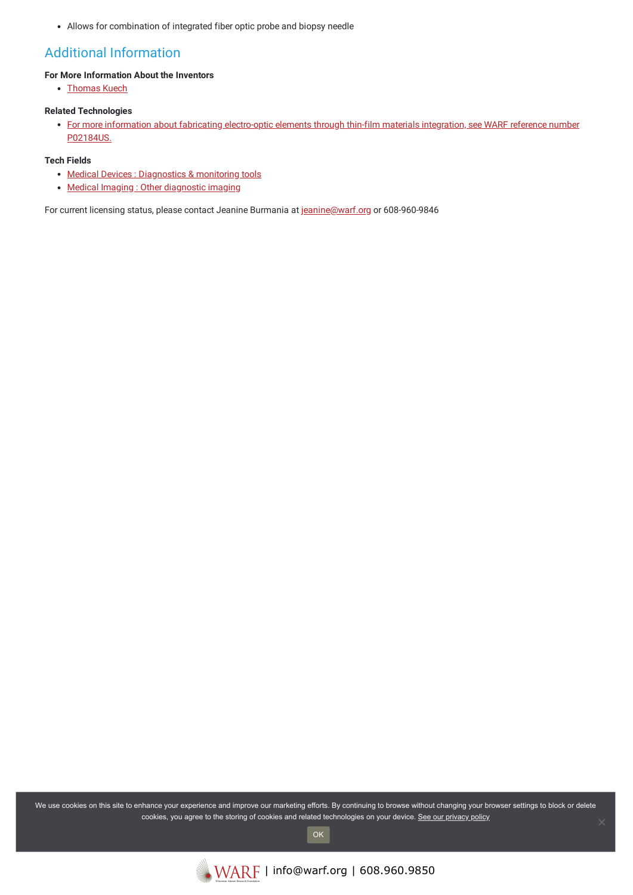- Allows for combination of integrated fiber optic probe and biopsy needle

## Additional Information

**For More Information About the Inventors**

- Thomas Kuech

**Related Technologies**

- For more information about fabricating electro-optic elements through thin-film materials integration, see WARF reference number P02184US.

**Tech Fields**

- Medical Devices : Diagnostics & monitoring tools
- Medical Imaging : Other diagnostic imaging

For current licensing status, please contact Jeanine Burmania at jeanine@warf.org or 608-960-9846